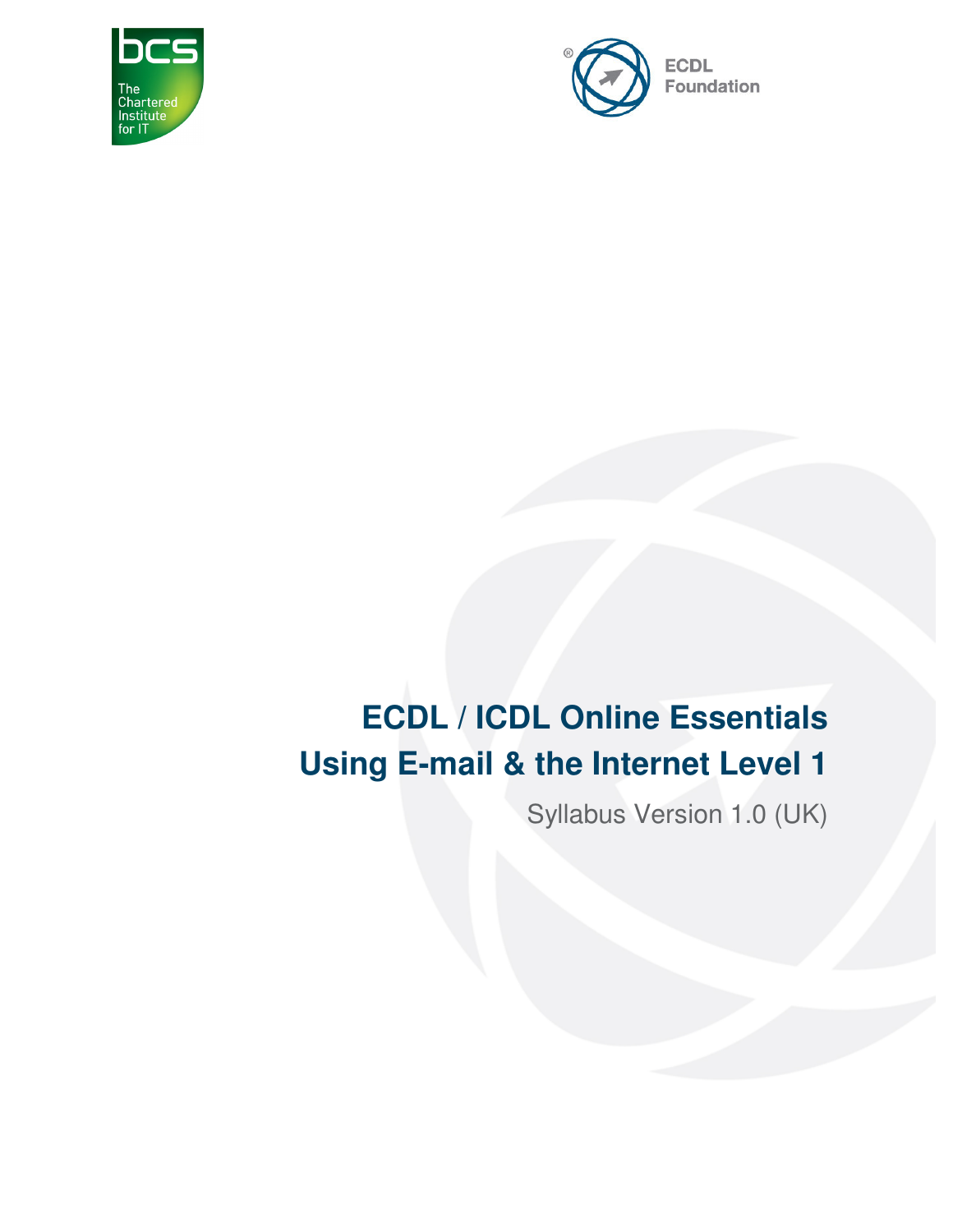bcs The Chartered Institute for IT

ECDL Foundation

# ECDL / ICDL Online Essentials
# Using E-mail & the Internet Level 1

Syllabus Version 1.0 (UK)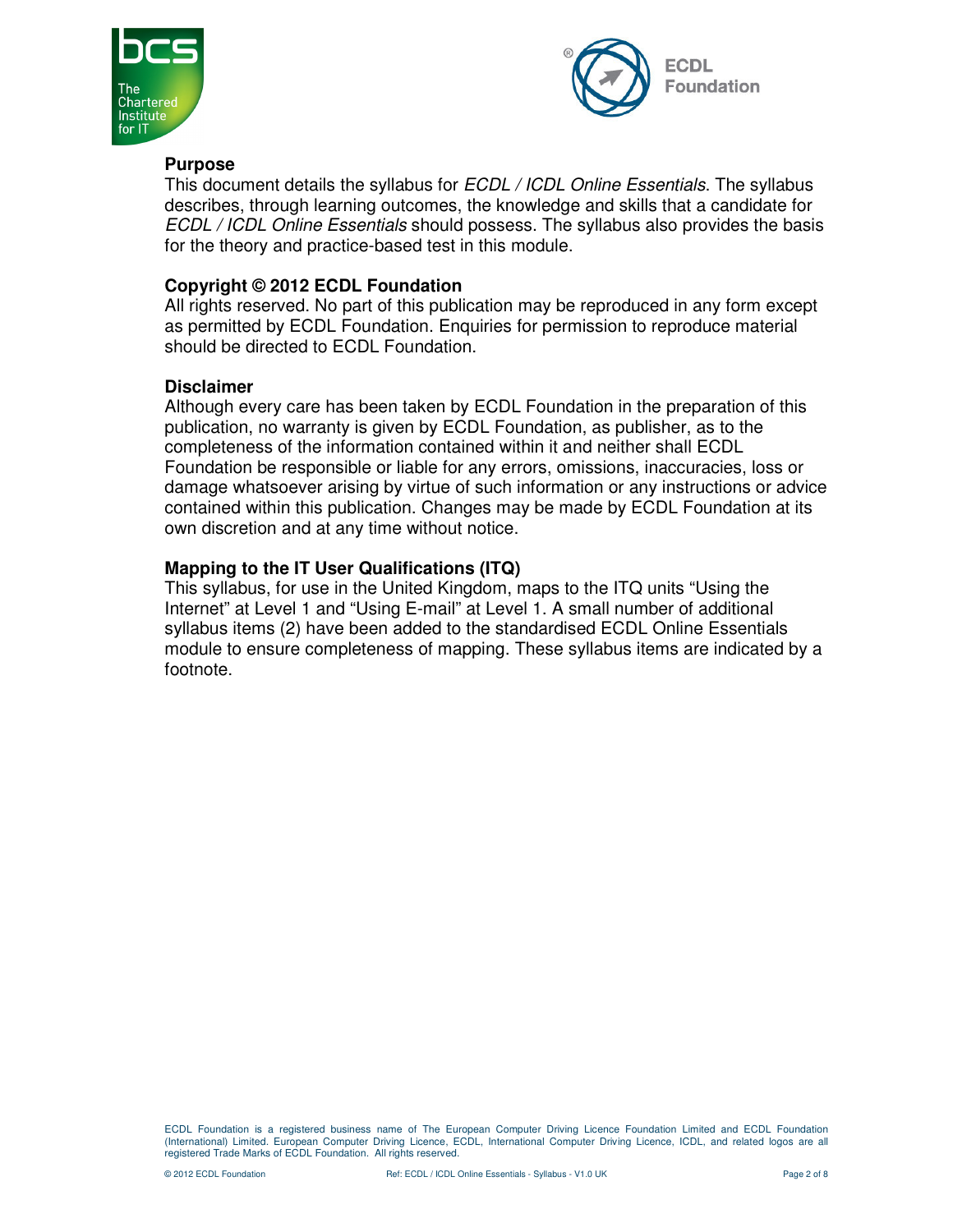## Purpose

This document details the syllabus for *ECDL / ICDL Online Essentials*. The syllabus describes, through learning outcomes, the knowledge and skills that a candidate for *ECDL / ICDL Online Essentials* should possess. The syllabus also provides the basis for the theory and practice-based test in this module.

## Copyright © 2012 ECDL Foundation

All rights reserved. No part of this publication may be reproduced in any form except as permitted by ECDL Foundation. Enquiries for permission to reproduce material should be directed to ECDL Foundation.

## Disclaimer

Although every care has been taken by ECDL Foundation in the preparation of this publication, no warranty is given by ECDL Foundation, as publisher, as to the completeness of the information contained within it and neither shall ECDL Foundation be responsible or liable for any errors, omissions, inaccuracies, loss or damage whatsoever arising by virtue of such information or any instructions or advice contained within this publication. Changes may be made by ECDL Foundation at its own discretion and at any time without notice.

## Mapping to the IT User Qualifications (ITQ)

This syllabus, for use in the United Kingdom, maps to the ITQ units "Using the Internet" at Level 1 and "Using E-mail" at Level 1. A small number of additional syllabus items (2) have been added to the standardised ECDL Online Essentials module to ensure completeness of mapping. These syllabus items are indicated by a footnote.

ECDL Foundation is a registered business name of The European Computer Driving Licence Foundation Limited and ECDL Foundation (International) Limited. European Computer Driving Licence, ECDL, International Computer Driving Licence, ICDL, and related logos are all registered Trade Marks of ECDL Foundation. All rights reserved.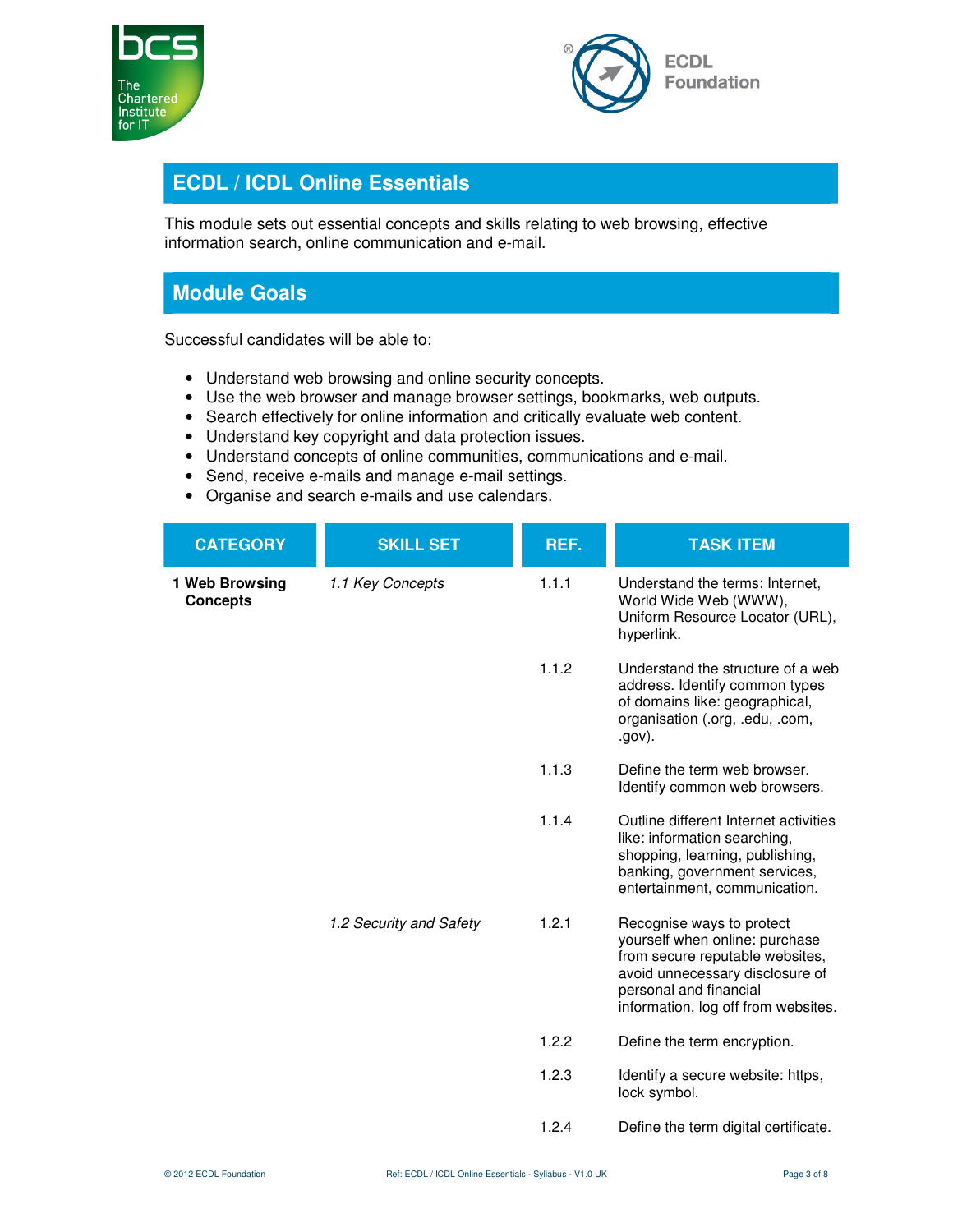## ECDL / ICDL Online Essentials

This module sets out essential concepts and skills relating to web browsing, effective information search, online communication and e-mail.

## Module Goals

Successful candidates will be able to:

- Understand web browsing and online security concepts.
- Use the web browser and manage browser settings, bookmarks, web outputs.
- Search effectively for online information and critically evaluate web content.
- Understand key copyright and data protection issues.
- Understand concepts of online communities, communications and e-mail.
- Send, receive e-mails and manage e-mail settings.
- Organise and search e-mails and use calendars.

| CATEGORY | SKILL SET | REF. | TASK ITEM |
|---|---|---|---|
| **1 Web Browsing Concepts** | *1.1 Key Concepts* | 1.1.1 | Understand the terms: Internet, World Wide Web (WWW), Uniform Resource Locator (URL), hyperlink. |
| | | 1.1.2 | Understand the structure of a web address. Identify common types of domains like: geographical, organisation (.org, .edu, .com, .gov). |
| | | 1.1.3 | Define the term web browser. Identify common web browsers. |
| | | 1.1.4 | Outline different Internet activities like: information searching, shopping, learning, publishing, banking, government services, entertainment, communication. |
| | *1.2 Security and Safety* | 1.2.1 | Recognise ways to protect yourself when online: purchase from secure reputable websites, avoid unnecessary disclosure of personal and financial information, log off from websites. |
| | | 1.2.2 | Define the term encryption. |
| | | 1.2.3 | Identify a secure website: https, lock symbol. |
| | | 1.2.4 | Define the term digital certificate. |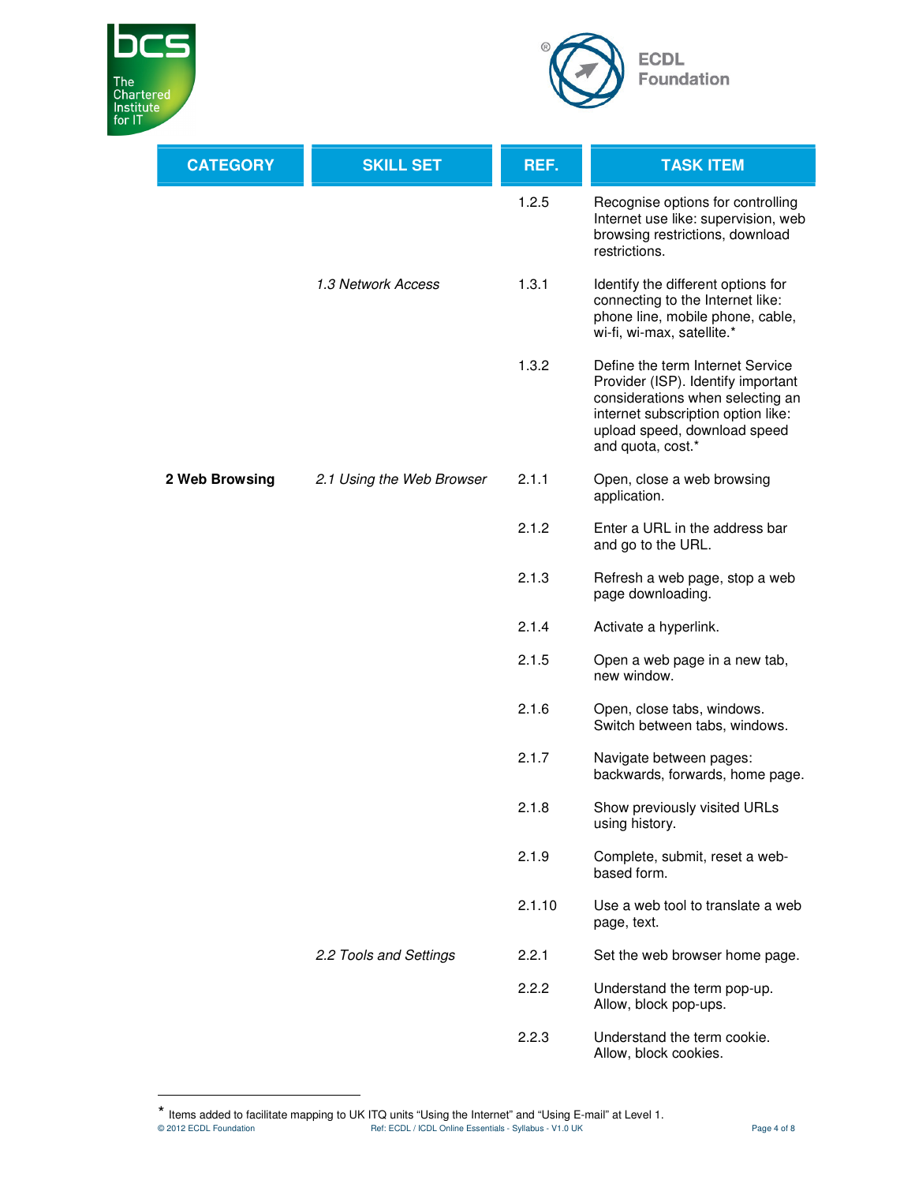| CATEGORY | SKILL SET | REF. | TASK ITEM |
|---|---|---|---|
| | | 1.2.5 | Recognise options for controlling Internet use like: supervision, web browsing restrictions, download restrictions. |
| | *1.3 Network Access* | 1.3.1 | Identify the different options for connecting to the Internet like: phone line, mobile phone, cable, wi-fi, wi-max, satellite.* |
| | | 1.3.2 | Define the term Internet Service Provider (ISP). Identify important considerations when selecting an internet subscription option like: upload speed, download speed and quota, cost.* |
| **2 Web Browsing** | *2.1 Using the Web Browser* | 2.1.1 | Open, close a web browsing application. |
| | | 2.1.2 | Enter a URL in the address bar and go to the URL. |
| | | 2.1.3 | Refresh a web page, stop a web page downloading. |
| | | 2.1.4 | Activate a hyperlink. |
| | | 2.1.5 | Open a web page in a new tab, new window. |
| | | 2.1.6 | Open, close tabs, windows. Switch between tabs, windows. |
| | | 2.1.7 | Navigate between pages: backwards, forwards, home page. |
| | | 2.1.8 | Show previously visited URLs using history. |
| | | 2.1.9 | Complete, submit, reset a web-based form. |
| | | 2.1.10 | Use a web tool to translate a web page, text. |
| | *2.2 Tools and Settings* | 2.2.1 | Set the web browser home page. |
| | | 2.2.2 | Understand the term pop-up. Allow, block pop-ups. |
| | | 2.2.3 | Understand the term cookie. Allow, block cookies. |

* Items added to facilitate mapping to UK ITQ units "Using the Internet" and "Using E-mail" at Level 1.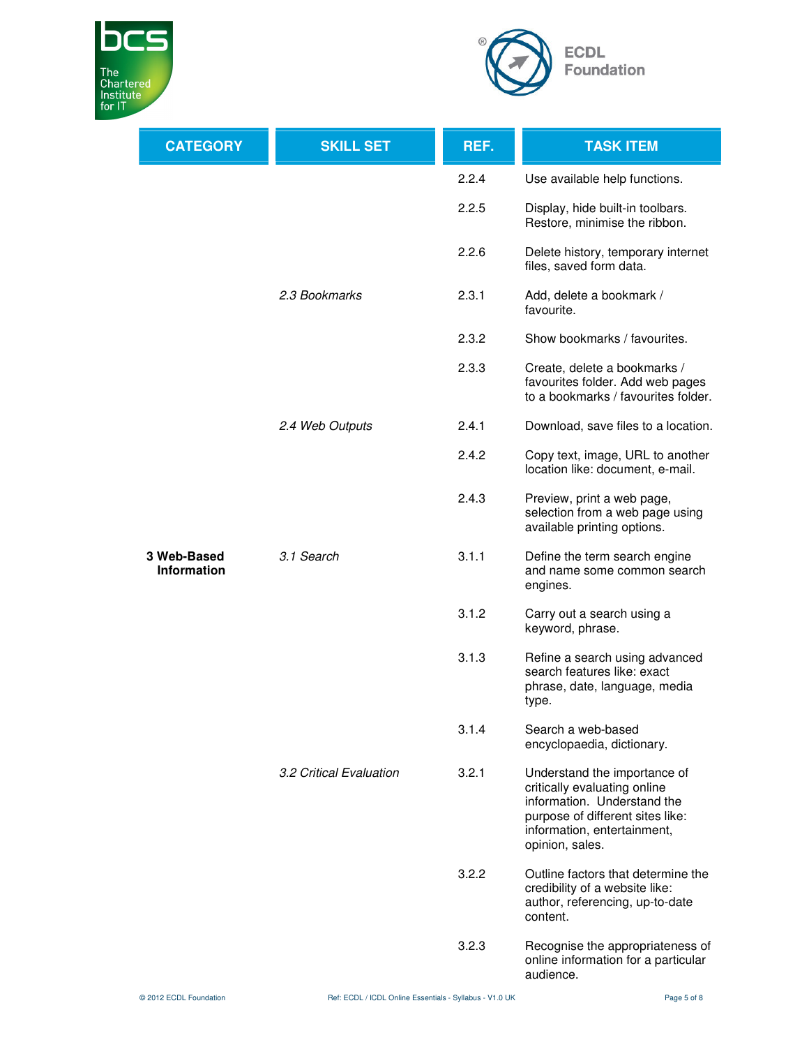| CATEGORY | SKILL SET | REF. | TASK ITEM |
| --- | --- | --- | --- |
| | | 2.2.4 | Use available help functions. |
| | | 2.2.5 | Display, hide built-in toolbars. Restore, minimise the ribbon. |
| | | 2.2.6 | Delete history, temporary internet files, saved form data. |
| | *2.3 Bookmarks* | 2.3.1 | Add, delete a bookmark / favourite. |
| | | 2.3.2 | Show bookmarks / favourites. |
| | | 2.3.3 | Create, delete a bookmarks / favourites folder. Add web pages to a bookmarks / favourites folder. |
| | *2.4 Web Outputs* | 2.4.1 | Download, save files to a location. |
| | | 2.4.2 | Copy text, image, URL to another location like: document, e-mail. |
| | | 2.4.3 | Preview, print a web page, selection from a web page using available printing options. |
| **3 Web-Based Information** | *3.1 Search* | 3.1.1 | Define the term search engine and name some common search engines. |
| | | 3.1.2 | Carry out a search using a keyword, phrase. |
| | | 3.1.3 | Refine a search using advanced search features like: exact phrase, date, language, media type. |
| | | 3.1.4 | Search a web-based encyclopaedia, dictionary. |
| | *3.2 Critical Evaluation* | 3.2.1 | Understand the importance of critically evaluating online information. Understand the purpose of different sites like: information, entertainment, opinion, sales. |
| | | 3.2.2 | Outline factors that determine the credibility of a website like: author, referencing, up-to-date content. |
| | | 3.2.3 | Recognise the appropriateness of online information for a particular audience. |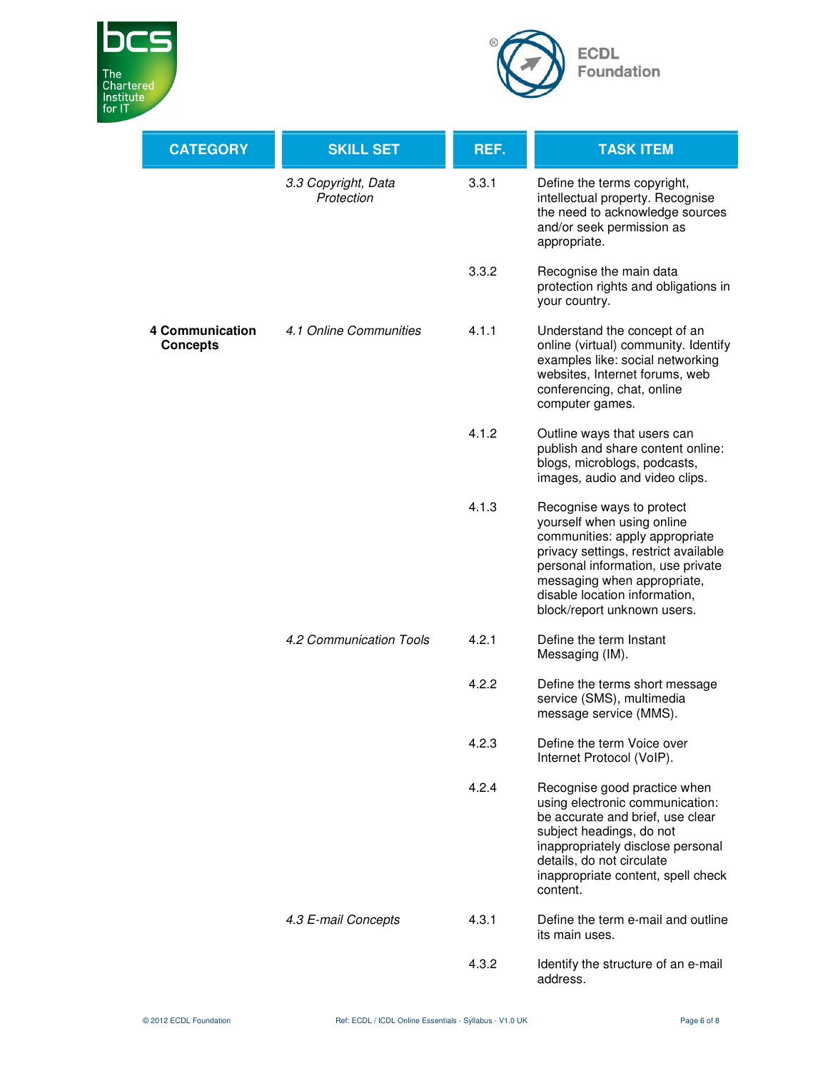| CATEGORY | SKILL SET | REF. | TASK ITEM |
|---|---|---|---|
| | *3.3 Copyright, Data Protection* | 3.3.1 | Define the terms copyright, intellectual property. Recognise the need to acknowledge sources and/or seek permission as appropriate. |
| | | 3.3.2 | Recognise the main data protection rights and obligations in your country. |
| **4 Communication Concepts** | *4.1 Online Communities* | 4.1.1 | Understand the concept of an online (virtual) community. Identify examples like: social networking websites, Internet forums, web conferencing, chat, online computer games. |
| | | 4.1.2 | Outline ways that users can publish and share content online: blogs, microblogs, podcasts, images, audio and video clips. |
| | | 4.1.3 | Recognise ways to protect yourself when using online communities: apply appropriate privacy settings, restrict available personal information, use private messaging when appropriate, disable location information, block/report unknown users. |
| | *4.2 Communication Tools* | 4.2.1 | Define the term Instant Messaging (IM). |
| | | 4.2.2 | Define the terms short message service (SMS), multimedia message service (MMS). |
| | | 4.2.3 | Define the term Voice over Internet Protocol (VoIP). |
| | | 4.2.4 | Recognise good practice when using electronic communication: be accurate and brief, use clear subject headings, do not inappropriately disclose personal details, do not circulate inappropriate content, spell check content. |
| | *4.3 E-mail Concepts* | 4.3.1 | Define the term e-mail and outline its main uses. |
| | | 4.3.2 | Identify the structure of an e-mail address. |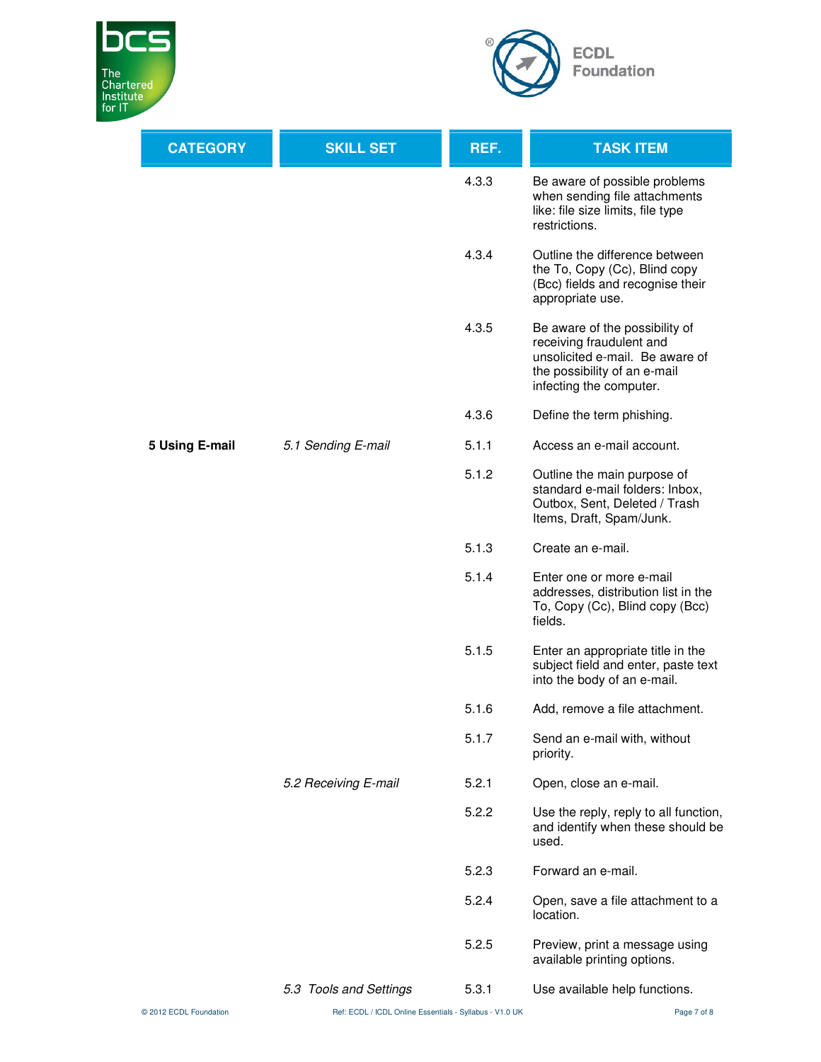| CATEGORY | SKILL SET | REF. | TASK ITEM |
| --- | --- | --- | --- |
| | | 4.3.3 | Be aware of possible problems when sending file attachments like: file size limits, file type restrictions. |
| | | 4.3.4 | Outline the difference between the To, Copy (Cc), Blind copy (Bcc) fields and recognise their appropriate use. |
| | | 4.3.5 | Be aware of the possibility of receiving fraudulent and unsolicited e-mail. Be aware of the possibility of an e-mail infecting the computer. |
| | | 4.3.6 | Define the term phishing. |
| **5 Using E-mail** | *5.1 Sending E-mail* | 5.1.1 | Access an e-mail account. |
| | | 5.1.2 | Outline the main purpose of standard e-mail folders: Inbox, Outbox, Sent, Deleted / Trash Items, Draft, Spam/Junk. |
| | | 5.1.3 | Create an e-mail. |
| | | 5.1.4 | Enter one or more e-mail addresses, distribution list in the To, Copy (Cc), Blind copy (Bcc) fields. |
| | | 5.1.5 | Enter an appropriate title in the subject field and enter, paste text into the body of an e-mail. |
| | | 5.1.6 | Add, remove a file attachment. |
| | | 5.1.7 | Send an e-mail with, without priority. |
| | *5.2 Receiving E-mail* | 5.2.1 | Open, close an e-mail. |
| | | 5.2.2 | Use the reply, reply to all function, and identify when these should be used. |
| | | 5.2.3 | Forward an e-mail. |
| | | 5.2.4 | Open, save a file attachment to a location. |
| | | 5.2.5 | Preview, print a message using available printing options. |
| | *5.3 Tools and Settings* | 5.3.1 | Use available help functions. |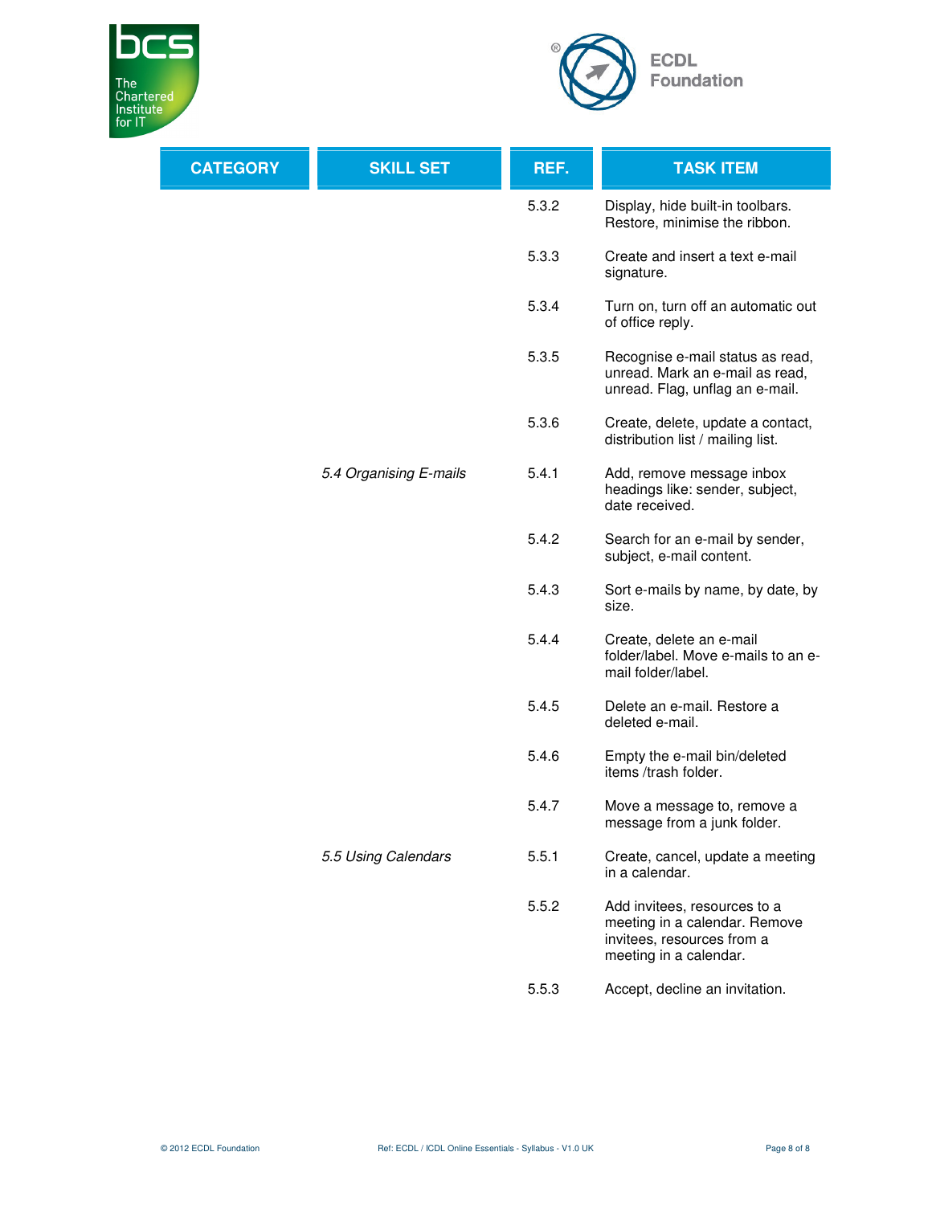| CATEGORY | SKILL SET | REF. | TASK ITEM |
|---|---|---|---|
| | | 5.3.2 | Display, hide built-in toolbars. Restore, minimise the ribbon. |
| | | 5.3.3 | Create and insert a text e-mail signature. |
| | | 5.3.4 | Turn on, turn off an automatic out of office reply. |
| | | 5.3.5 | Recognise e-mail status as read, unread. Mark an e-mail as read, unread. Flag, unflag an e-mail. |
| | | 5.3.6 | Create, delete, update a contact, distribution list / mailing list. |
| | *5.4 Organising E-mails* | 5.4.1 | Add, remove message inbox headings like: sender, subject, date received. |
| | | 5.4.2 | Search for an e-mail by sender, subject, e-mail content. |
| | | 5.4.3 | Sort e-mails by name, by date, by size. |
| | | 5.4.4 | Create, delete an e-mail folder/label. Move e-mails to an e-mail folder/label. |
| | | 5.4.5 | Delete an e-mail. Restore a deleted e-mail. |
| | | 5.4.6 | Empty the e-mail bin/deleted items /trash folder. |
| | | 5.4.7 | Move a message to, remove a message from a junk folder. |
| | *5.5 Using Calendars* | 5.5.1 | Create, cancel, update a meeting in a calendar. |
| | | 5.5.2 | Add invitees, resources to a meeting in a calendar. Remove invitees, resources from a meeting in a calendar. |
| | | 5.5.3 | Accept, decline an invitation. |